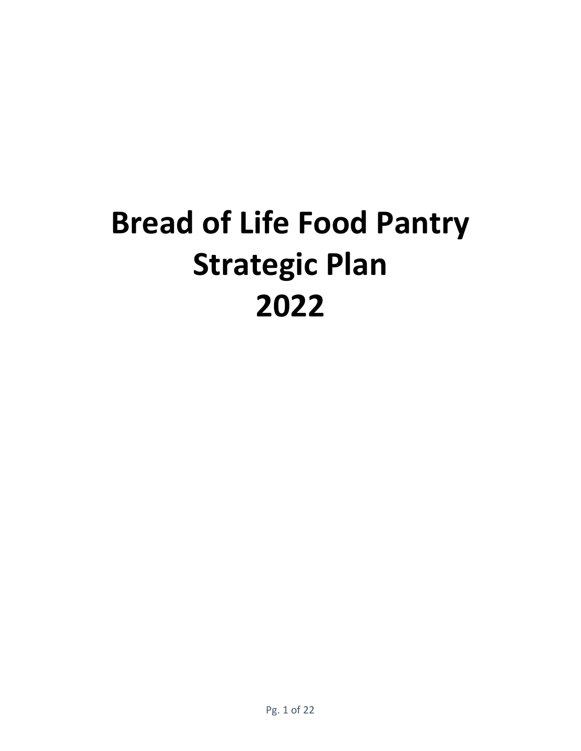# Bread of Life Food Pantry
# Strategic Plan
# 2022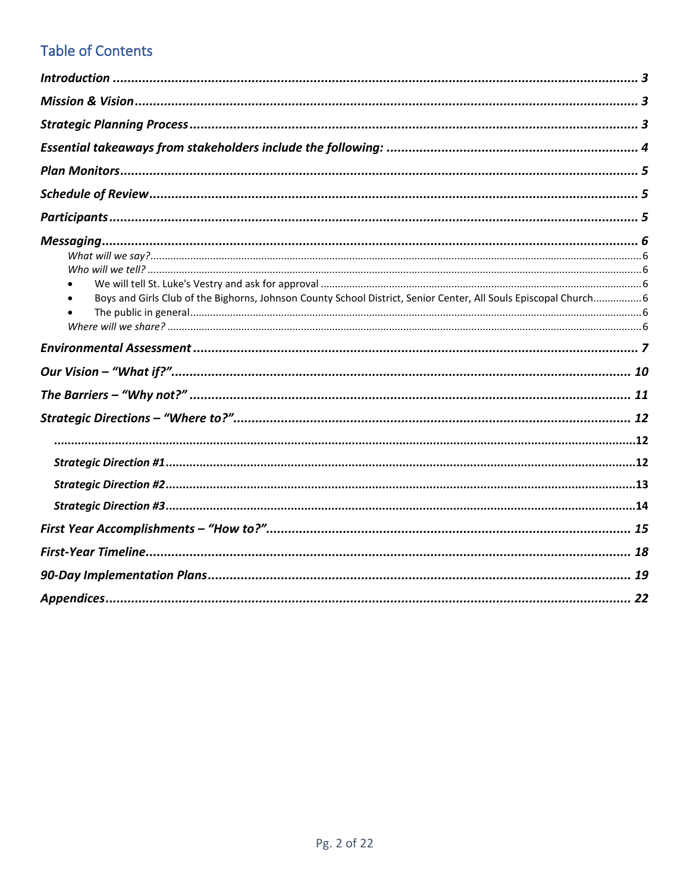## Table of Contents

*Introduction* ........................................................................ 3

*Mission & Vision* ........................................................................ 3

*Strategic Planning Process* ........................................................................ 3

*Essential takeaways from stakeholders include the following:* ........................................................................ 4

*Plan Monitors* ........................................................................ 5

*Schedule of Review* ........................................................................ 5

*Participants* ........................................................................ 5

*Messaging* ........................................................................ 6

- *What will we say?* ........................................................................ 6
- *Who will we tell?* ........................................................................ 6
  - We will tell St. Luke's Vestry and ask for approval ........................................................................ 6
  - Boys and Girls Club of the Bighorns, Johnson County School District, Senior Center, All Souls Episcopal Church ........................................................................ 6
  - The public in general ........................................................................ 6
- *Where will we share?* ........................................................................ 6

*Environmental Assessment* ........................................................................ 7

*Our Vision – "What if?"* ........................................................................ 10

*The Barriers – "Why not?"* ........................................................................ 11

*Strategic Directions – "Where to?"* ........................................................................ 12

........................................................................ 12

- *Strategic Direction #1* ........................................................................ 12
- *Strategic Direction #2* ........................................................................ 13
- *Strategic Direction #3* ........................................................................ 14

*First Year Accomplishments – "How to?"* ........................................................................ 15

*First-Year Timeline* ........................................................................ 18

*90-Day Implementation Plans* ........................................................................ 19

*Appendices* ........................................................................ 22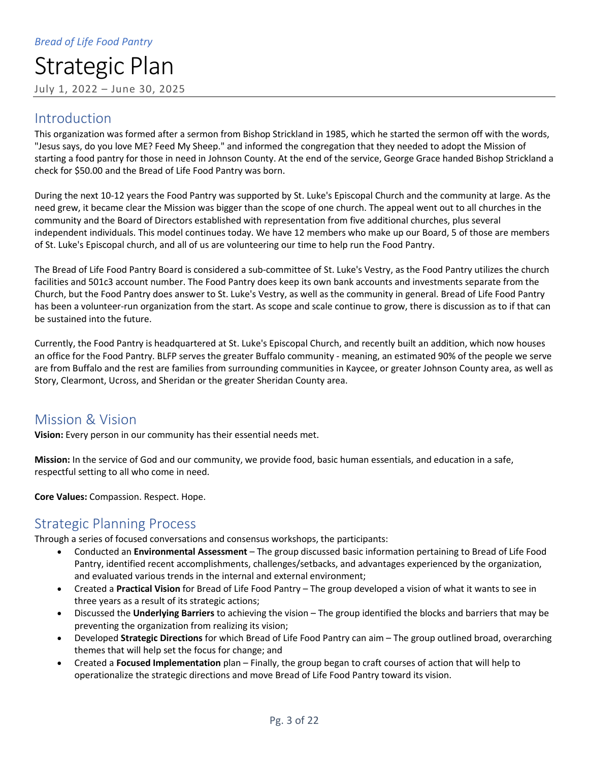*Bread of Life Food Pantry*

# Strategic Plan

July 1, 2022 – June 30, 2025

## Introduction

This organization was formed after a sermon from Bishop Strickland in 1985, which he started the sermon off with the words, "Jesus says, do you love ME? Feed My Sheep." and informed the congregation that they needed to adopt the Mission of starting a food pantry for those in need in Johnson County. At the end of the service, George Grace handed Bishop Strickland a check for $50.00 and the Bread of Life Food Pantry was born.

During the next 10-12 years the Food Pantry was supported by St. Luke's Episcopal Church and the community at large. As the need grew, it became clear the Mission was bigger than the scope of one church. The appeal went out to all churches in the community and the Board of Directors established with representation from five additional churches, plus several independent individuals. This model continues today. We have 12 members who make up our Board, 5 of those are members of St. Luke's Episcopal church, and all of us are volunteering our time to help run the Food Pantry.

The Bread of Life Food Pantry Board is considered a sub-committee of St. Luke's Vestry, as the Food Pantry utilizes the church facilities and 501c3 account number. The Food Pantry does keep its own bank accounts and investments separate from the Church, but the Food Pantry does answer to St. Luke's Vestry, as well as the community in general. Bread of Life Food Pantry has been a volunteer-run organization from the start. As scope and scale continue to grow, there is discussion as to if that can be sustained into the future.

Currently, the Food Pantry is headquartered at St. Luke's Episcopal Church, and recently built an addition, which now houses an office for the Food Pantry. BLFP serves the greater Buffalo community - meaning, an estimated 90% of the people we serve are from Buffalo and the rest are families from surrounding communities in Kaycee, or greater Johnson County area, as well as Story, Clearmont, Ucross, and Sheridan or the greater Sheridan County area.

## Mission & Vision

**Vision:** Every person in our community has their essential needs met.

**Mission:** In the service of God and our community, we provide food, basic human essentials, and education in a safe, respectful setting to all who come in need.

**Core Values:** Compassion. Respect. Hope.

## Strategic Planning Process

Through a series of focused conversations and consensus workshops, the participants:

- Conducted an **Environmental Assessment** – The group discussed basic information pertaining to Bread of Life Food Pantry, identified recent accomplishments, challenges/setbacks, and advantages experienced by the organization, and evaluated various trends in the internal and external environment;
- Created a **Practical Vision** for Bread of Life Food Pantry – The group developed a vision of what it wants to see in three years as a result of its strategic actions;
- Discussed the **Underlying Barriers** to achieving the vision – The group identified the blocks and barriers that may be preventing the organization from realizing its vision;
- Developed **Strategic Directions** for which Bread of Life Food Pantry can aim – The group outlined broad, overarching themes that will help set the focus for change; and
- Created a **Focused Implementation** plan – Finally, the group began to craft courses of action that will help to operationalize the strategic directions and move Bread of Life Food Pantry toward its vision.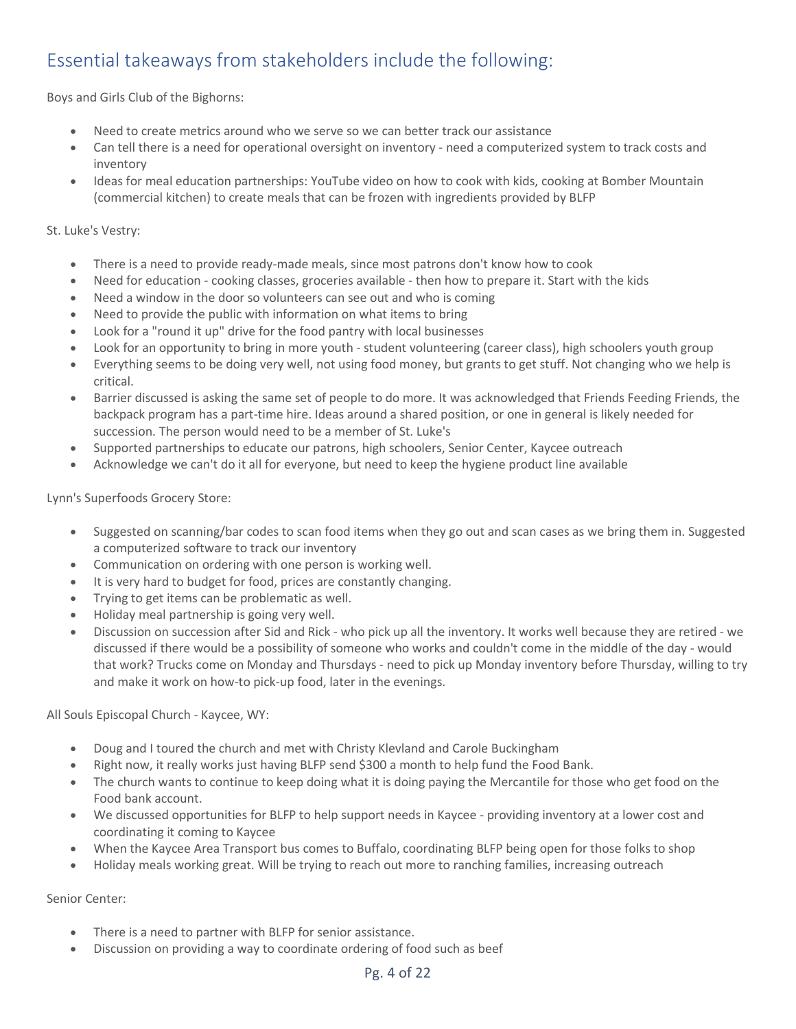## Essential takeaways from stakeholders include the following:

Boys and Girls Club of the Bighorns:

- Need to create metrics around who we serve so we can better track our assistance
- Can tell there is a need for operational oversight on inventory - need a computerized system to track costs and inventory
- Ideas for meal education partnerships: YouTube video on how to cook with kids, cooking at Bomber Mountain (commercial kitchen) to create meals that can be frozen with ingredients provided by BLFP

St. Luke's Vestry:

- There is a need to provide ready-made meals, since most patrons don't know how to cook
- Need for education - cooking classes, groceries available - then how to prepare it. Start with the kids
- Need a window in the door so volunteers can see out and who is coming
- Need to provide the public with information on what items to bring
- Look for a "round it up" drive for the food pantry with local businesses
- Look for an opportunity to bring in more youth - student volunteering (career class), high schoolers youth group
- Everything seems to be doing very well, not using food money, but grants to get stuff. Not changing who we help is critical.
- Barrier discussed is asking the same set of people to do more. It was acknowledged that Friends Feeding Friends, the backpack program has a part-time hire. Ideas around a shared position, or one in general is likely needed for succession. The person would need to be a member of St. Luke's
- Supported partnerships to educate our patrons, high schoolers, Senior Center, Kaycee outreach
- Acknowledge we can't do it all for everyone, but need to keep the hygiene product line available

Lynn's Superfoods Grocery Store:

- Suggested on scanning/bar codes to scan food items when they go out and scan cases as we bring them in. Suggested a computerized software to track our inventory
- Communication on ordering with one person is working well.
- It is very hard to budget for food, prices are constantly changing.
- Trying to get items can be problematic as well.
- Holiday meal partnership is going very well.
- Discussion on succession after Sid and Rick - who pick up all the inventory. It works well because they are retired - we discussed if there would be a possibility of someone who works and couldn't come in the middle of the day - would that work? Trucks come on Monday and Thursdays - need to pick up Monday inventory before Thursday, willing to try and make it work on how-to pick-up food, later in the evenings.

All Souls Episcopal Church - Kaycee, WY:

- Doug and I toured the church and met with Christy Klevland and Carole Buckingham
- Right now, it really works just having BLFP send $300 a month to help fund the Food Bank.
- The church wants to continue to keep doing what it is doing paying the Mercantile for those who get food on the Food bank account.
- We discussed opportunities for BLFP to help support needs in Kaycee - providing inventory at a lower cost and coordinating it coming to Kaycee
- When the Kaycee Area Transport bus comes to Buffalo, coordinating BLFP being open for those folks to shop
- Holiday meals working great. Will be trying to reach out more to ranching families, increasing outreach

Senior Center:

- There is a need to partner with BLFP for senior assistance.
- Discussion on providing a way to coordinate ordering of food such as beef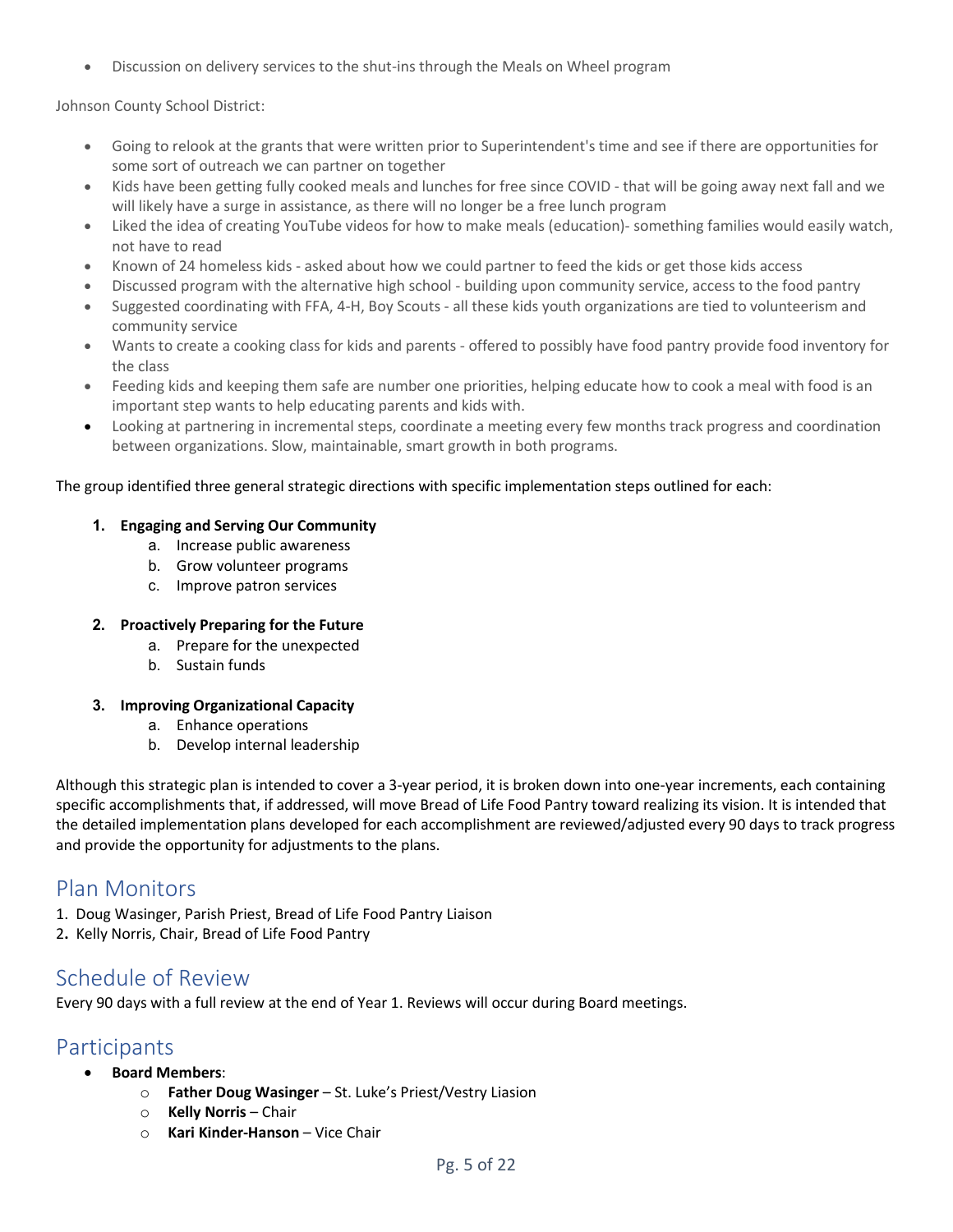- Discussion on delivery services to the shut-ins through the Meals on Wheel program

Johnson County School District:

- Going to relook at the grants that were written prior to Superintendent's time and see if there are opportunities for some sort of outreach we can partner on together
- Kids have been getting fully cooked meals and lunches for free since COVID - that will be going away next fall and we will likely have a surge in assistance, as there will no longer be a free lunch program
- Liked the idea of creating YouTube videos for how to make meals (education)- something families would easily watch, not have to read
- Known of 24 homeless kids - asked about how we could partner to feed the kids or get those kids access
- Discussed program with the alternative high school - building upon community service, access to the food pantry
- Suggested coordinating with FFA, 4-H, Boy Scouts - all these kids youth organizations are tied to volunteerism and community service
- Wants to create a cooking class for kids and parents - offered to possibly have food pantry provide food inventory for the class
- Feeding kids and keeping them safe are number one priorities, helping educate how to cook a meal with food is an important step wants to help educating parents and kids with.
- Looking at partnering in incremental steps, coordinate a meeting every few months track progress and coordination between organizations. Slow, maintainable, smart growth in both programs.

The group identified three general strategic directions with specific implementation steps outlined for each:

1. **Engaging and Serving Our Community**
   a. Increase public awareness
   b. Grow volunteer programs
   c. Improve patron services

2. **Proactively Preparing for the Future**
   a. Prepare for the unexpected
   b. Sustain funds

3. **Improving Organizational Capacity**
   a. Enhance operations
   b. Develop internal leadership

Although this strategic plan is intended to cover a 3-year period, it is broken down into one-year increments, each containing specific accomplishments that, if addressed, will move Bread of Life Food Pantry toward realizing its vision. It is intended that the detailed implementation plans developed for each accomplishment are reviewed/adjusted every 90 days to track progress and provide the opportunity for adjustments to the plans.

## Plan Monitors

1. Doug Wasinger, Parish Priest, Bread of Life Food Pantry Liaison
2. Kelly Norris, Chair, Bread of Life Food Pantry

## Schedule of Review

Every 90 days with a full review at the end of Year 1. Reviews will occur during Board meetings.

## Participants

- **Board Members**:
  - **Father Doug Wasinger** – St. Luke's Priest/Vestry Liasion
  - **Kelly Norris** – Chair
  - **Kari Kinder-Hanson** – Vice Chair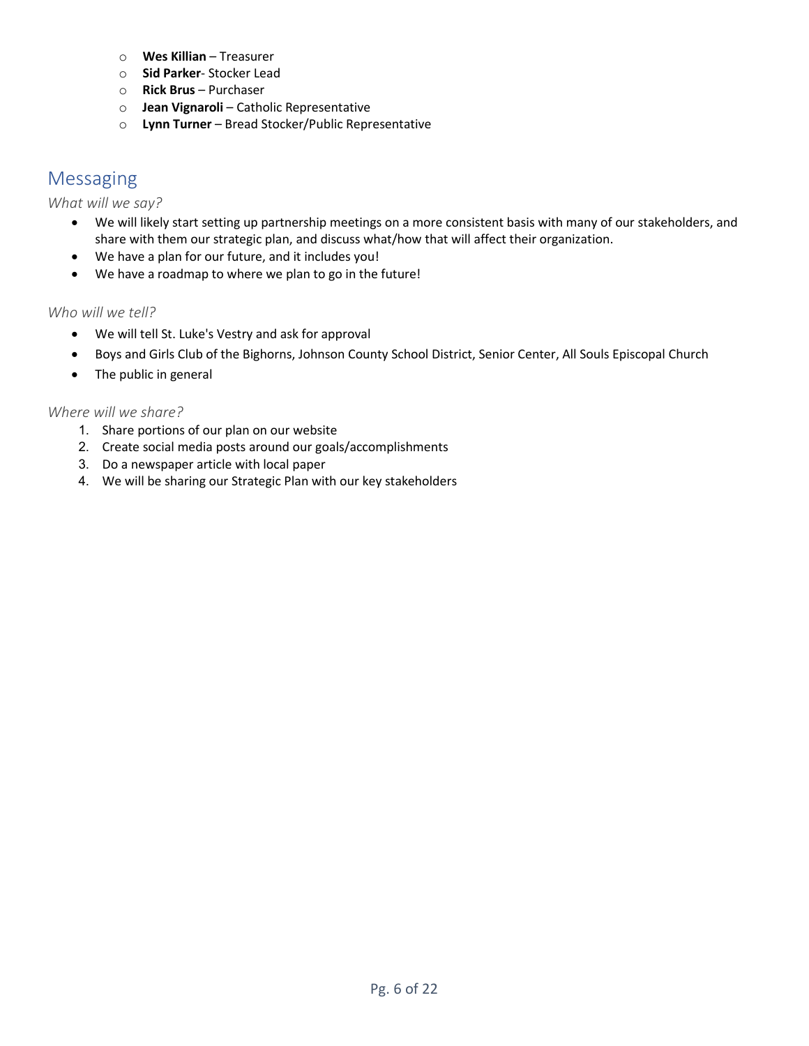- **Wes Killian** – Treasurer
- **Sid Parker**- Stocker Lead
- **Rick Brus** – Purchaser
- **Jean Vignaroli** – Catholic Representative
- **Lynn Turner** – Bread Stocker/Public Representative

## Messaging

*What will we say?*

- We will likely start setting up partnership meetings on a more consistent basis with many of our stakeholders, and share with them our strategic plan, and discuss what/how that will affect their organization.
- We have a plan for our future, and it includes you!
- We have a roadmap to where we plan to go in the future!

*Who will we tell?*

- We will tell St. Luke's Vestry and ask for approval
- Boys and Girls Club of the Bighorns, Johnson County School District, Senior Center, All Souls Episcopal Church
- The public in general

*Where will we share?*

1. Share portions of our plan on our website
2. Create social media posts around our goals/accomplishments
3. Do a newspaper article with local paper
4. We will be sharing our Strategic Plan with our key stakeholders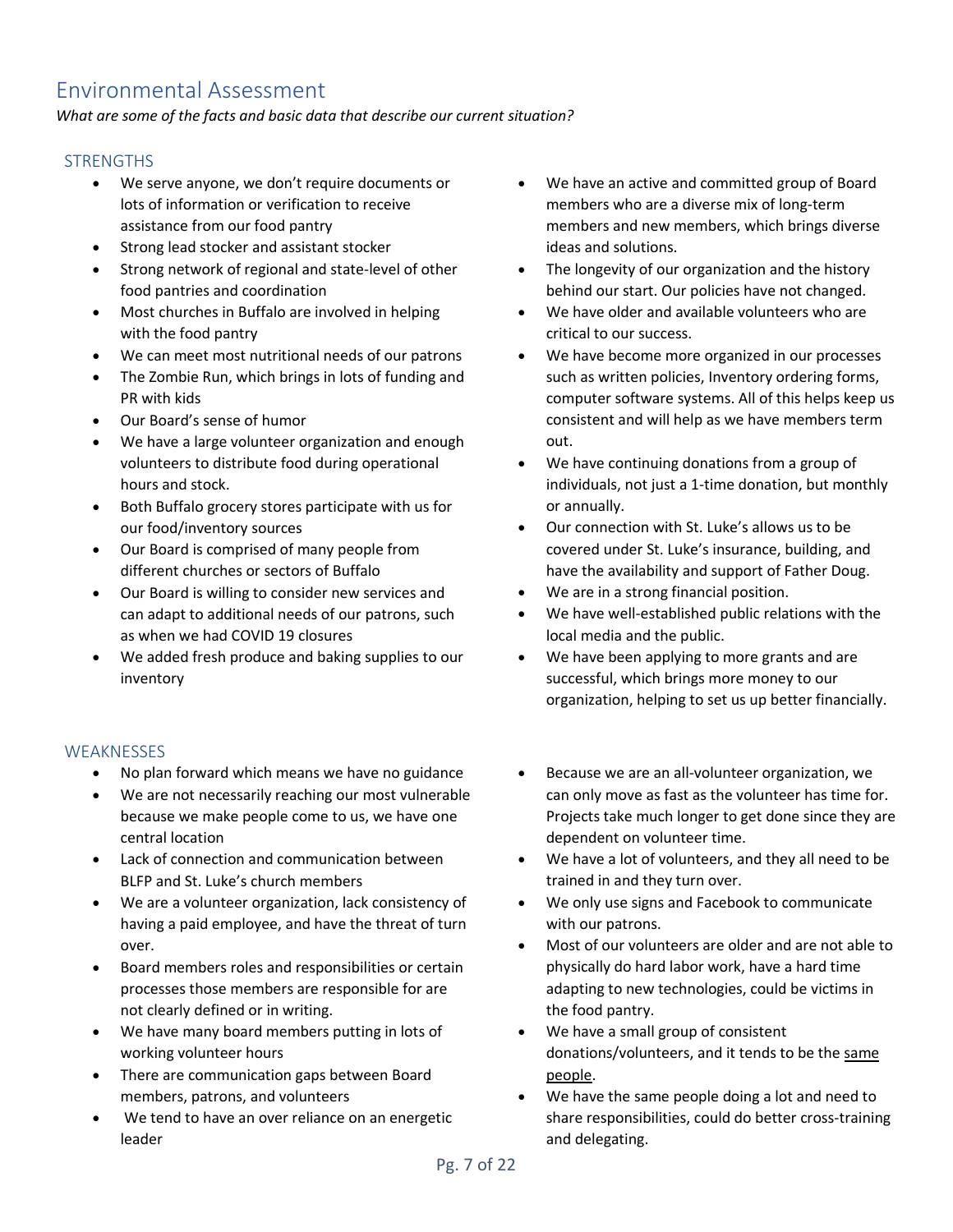# Environmental Assessment

*What are some of the facts and basic data that describe our current situation?*

## STRENGTHS

- We serve anyone, we don't require documents or lots of information or verification to receive assistance from our food pantry
- Strong lead stocker and assistant stocker
- Strong network of regional and state-level of other food pantries and coordination
- Most churches in Buffalo are involved in helping with the food pantry
- We can meet most nutritional needs of our patrons
- The Zombie Run, which brings in lots of funding and PR with kids
- Our Board's sense of humor
- We have a large volunteer organization and enough volunteers to distribute food during operational hours and stock.
- Both Buffalo grocery stores participate with us for our food/inventory sources
- Our Board is comprised of many people from different churches or sectors of Buffalo
- Our Board is willing to consider new services and can adapt to additional needs of our patrons, such as when we had COVID 19 closures
- We added fresh produce and baking supplies to our inventory
- We have an active and committed group of Board members who are a diverse mix of long-term members and new members, which brings diverse ideas and solutions.
- The longevity of our organization and the history behind our start. Our policies have not changed.
- We have older and available volunteers who are critical to our success.
- We have become more organized in our processes such as written policies, Inventory ordering forms, computer software systems. All of this helps keep us consistent and will help as we have members term out.
- We have continuing donations from a group of individuals, not just a 1-time donation, but monthly or annually.
- Our connection with St. Luke's allows us to be covered under St. Luke's insurance, building, and have the availability and support of Father Doug.
- We are in a strong financial position.
- We have well-established public relations with the local media and the public.
- We have been applying to more grants and are successful, which brings more money to our organization, helping to set us up better financially.

## WEAKNESSES

- No plan forward which means we have no guidance
- We are not necessarily reaching our most vulnerable because we make people come to us, we have one central location
- Lack of connection and communication between BLFP and St. Luke's church members
- We are a volunteer organization, lack consistency of having a paid employee, and have the threat of turn over.
- Board members roles and responsibilities or certain processes those members are responsible for are not clearly defined or in writing.
- We have many board members putting in lots of working volunteer hours
- There are communication gaps between Board members, patrons, and volunteers
- We tend to have an over reliance on an energetic leader
- Because we are an all-volunteer organization, we can only move as fast as the volunteer has time for. Projects take much longer to get done since they are dependent on volunteer time.
- We have a lot of volunteers, and they all need to be trained in and they turn over.
- We only use signs and Facebook to communicate with our patrons.
- Most of our volunteers are older and are not able to physically do hard labor work, have a hard time adapting to new technologies, could be victims in the food pantry.
- We have a small group of consistent donations/volunteers, and it tends to be the <u>same people</u>.
- We have the same people doing a lot and need to share responsibilities, could do better cross-training and delegating.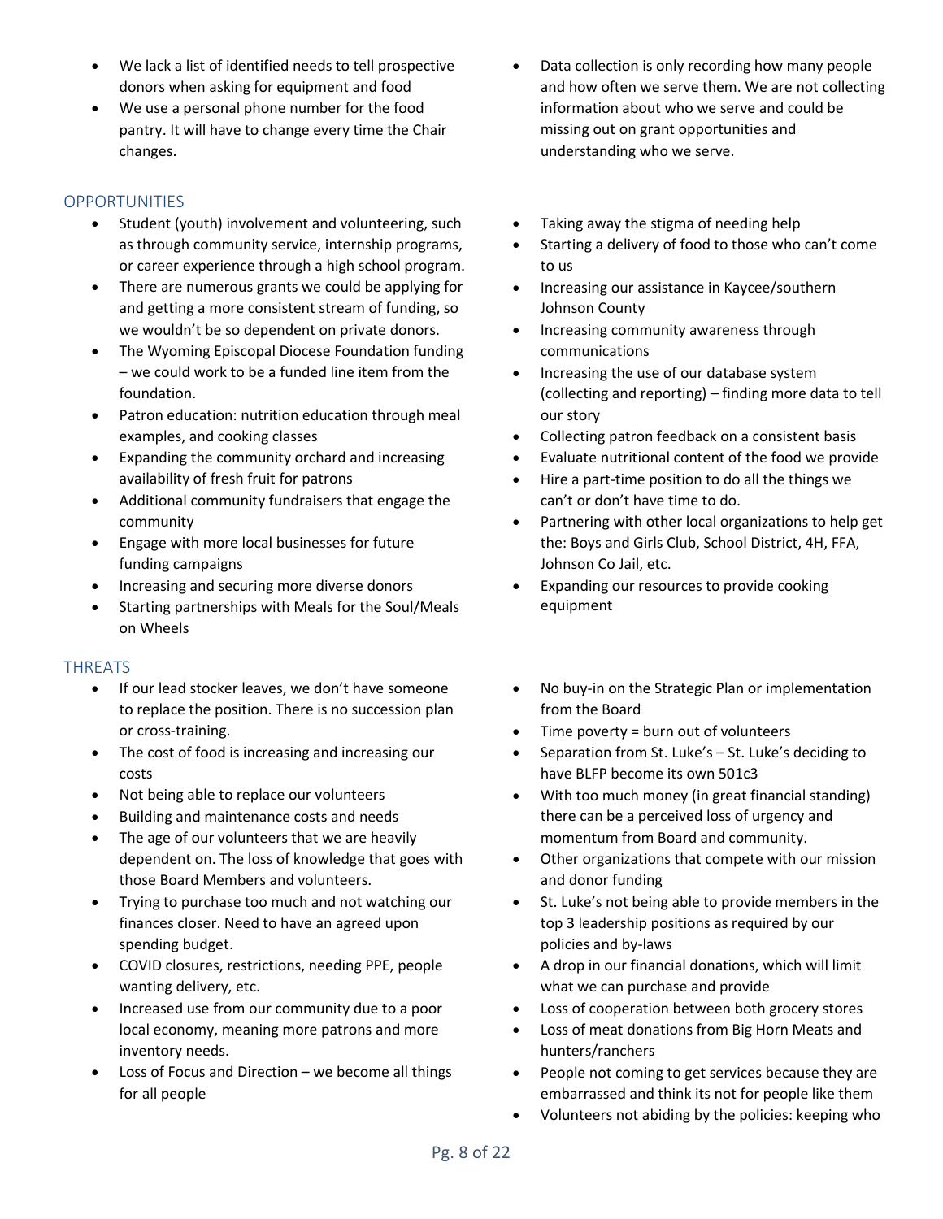- We lack a list of identified needs to tell prospective donors when asking for equipment and food
- We use a personal phone number for the food pantry. It will have to change every time the Chair changes.
- Data collection is only recording how many people and how often we serve them. We are not collecting information about who we serve and could be missing out on grant opportunities and understanding who we serve.

## OPPORTUNITIES

- Student (youth) involvement and volunteering, such as through community service, internship programs, or career experience through a high school program.
- There are numerous grants we could be applying for and getting a more consistent stream of funding, so we wouldn't be so dependent on private donors.
- The Wyoming Episcopal Diocese Foundation funding – we could work to be a funded line item from the foundation.
- Patron education: nutrition education through meal examples, and cooking classes
- Expanding the community orchard and increasing availability of fresh fruit for patrons
- Additional community fundraisers that engage the community
- Engage with more local businesses for future funding campaigns
- Increasing and securing more diverse donors
- Starting partnerships with Meals for the Soul/Meals on Wheels
- Taking away the stigma of needing help
- Starting a delivery of food to those who can't come to us
- Increasing our assistance in Kaycee/southern Johnson County
- Increasing community awareness through communications
- Increasing the use of our database system (collecting and reporting) – finding more data to tell our story
- Collecting patron feedback on a consistent basis
- Evaluate nutritional content of the food we provide
- Hire a part-time position to do all the things we can't or don't have time to do.
- Partnering with other local organizations to help get the: Boys and Girls Club, School District, 4H, FFA, Johnson Co Jail, etc.
- Expanding our resources to provide cooking equipment

## THREATS

- If our lead stocker leaves, we don't have someone to replace the position. There is no succession plan or cross-training.
- The cost of food is increasing and increasing our costs
- Not being able to replace our volunteers
- Building and maintenance costs and needs
- The age of our volunteers that we are heavily dependent on. The loss of knowledge that goes with those Board Members and volunteers.
- Trying to purchase too much and not watching our finances closer. Need to have an agreed upon spending budget.
- COVID closures, restrictions, needing PPE, people wanting delivery, etc.
- Increased use from our community due to a poor local economy, meaning more patrons and more inventory needs.
- Loss of Focus and Direction – we become all things for all people
- No buy-in on the Strategic Plan or implementation from the Board
- Time poverty = burn out of volunteers
- Separation from St. Luke's – St. Luke's deciding to have BLFP become its own 501c3
- With too much money (in great financial standing) there can be a perceived loss of urgency and momentum from Board and community.
- Other organizations that compete with our mission and donor funding
- St. Luke's not being able to provide members in the top 3 leadership positions as required by our policies and by-laws
- A drop in our financial donations, which will limit what we can purchase and provide
- Loss of cooperation between both grocery stores
- Loss of meat donations from Big Horn Meats and hunters/ranchers
- People not coming to get services because they are embarrassed and think its not for people like them
- Volunteers not abiding by the policies: keeping who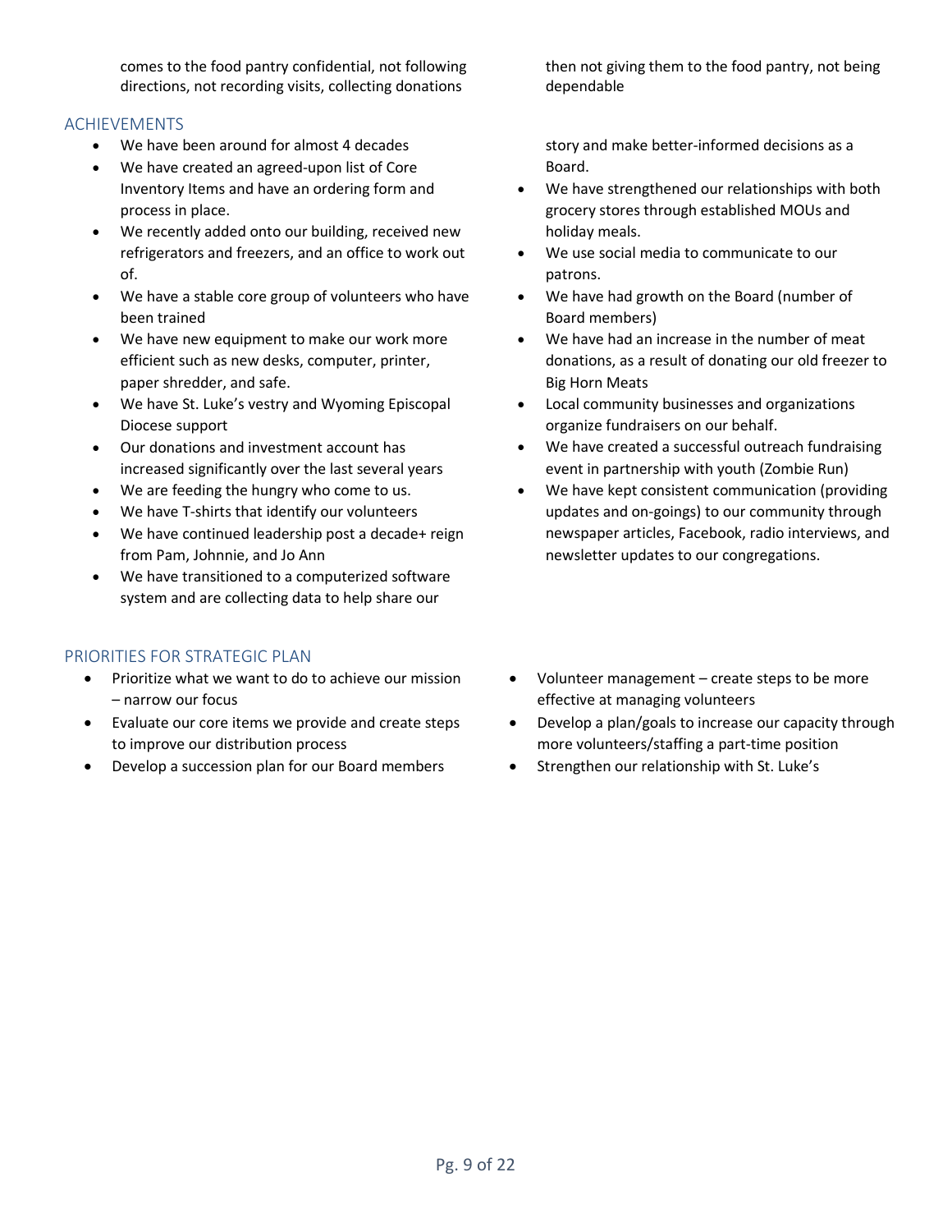comes to the food pantry confidential, not following directions, not recording visits, collecting donations then not giving them to the food pantry, not being dependable

## ACHIEVEMENTS

- We have been around for almost 4 decades
- We have created an agreed-upon list of Core Inventory Items and have an ordering form and process in place.
- We recently added onto our building, received new refrigerators and freezers, and an office to work out of.
- We have a stable core group of volunteers who have been trained
- We have new equipment to make our work more efficient such as new desks, computer, printer, paper shredder, and safe.
- We have St. Luke's vestry and Wyoming Episcopal Diocese support
- Our donations and investment account has increased significantly over the last several years
- We are feeding the hungry who come to us.
- We have T-shirts that identify our volunteers
- We have continued leadership post a decade+ reign from Pam, Johnnie, and Jo Ann
- We have transitioned to a computerized software system and are collecting data to help share our story and make better-informed decisions as a Board.
- We have strengthened our relationships with both grocery stores through established MOUs and holiday meals.
- We use social media to communicate to our patrons.
- We have had growth on the Board (number of Board members)
- We have had an increase in the number of meat donations, as a result of donating our old freezer to Big Horn Meats
- Local community businesses and organizations organize fundraisers on our behalf.
- We have created a successful outreach fundraising event in partnership with youth (Zombie Run)
- We have kept consistent communication (providing updates and on-goings) to our community through newspaper articles, Facebook, radio interviews, and newsletter updates to our congregations.

## PRIORITIES FOR STRATEGIC PLAN

- Prioritize what we want to do to achieve our mission – narrow our focus
- Evaluate our core items we provide and create steps to improve our distribution process
- Develop a succession plan for our Board members
- Volunteer management – create steps to be more effective at managing volunteers
- Develop a plan/goals to increase our capacity through more volunteers/staffing a part-time position
- Strengthen our relationship with St. Luke's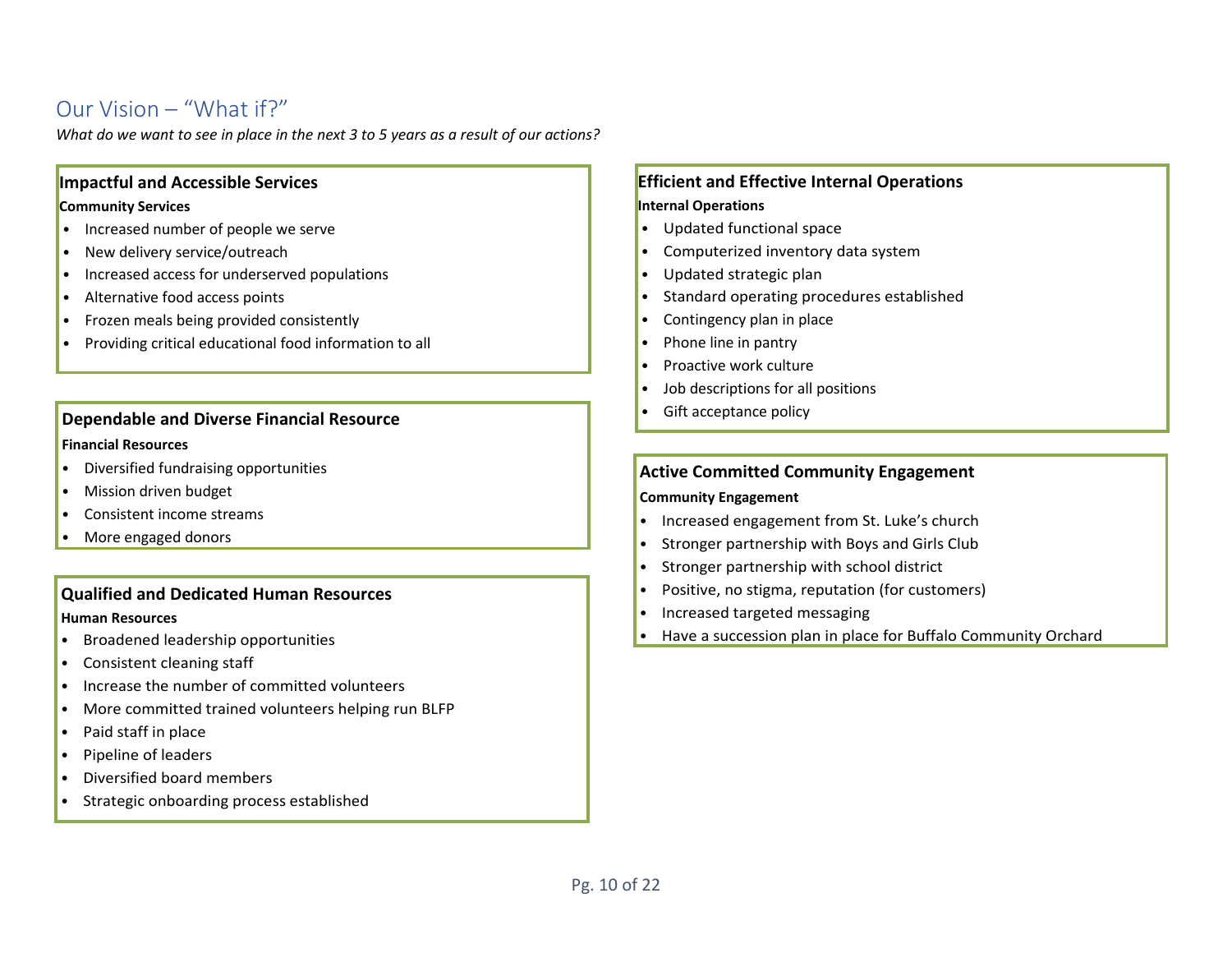## Our Vision – "What if?"

*What do we want to see in place in the next 3 to 5 years as a result of our actions?*

### Impactful and Accessible Services

**Community Services**

- Increased number of people we serve
- New delivery service/outreach
- Increased access for underserved populations
- Alternative food access points
- Frozen meals being provided consistently
- Providing critical educational food information to all

### Dependable and Diverse Financial Resource

**Financial Resources**

- Diversified fundraising opportunities
- Mission driven budget
- Consistent income streams
- More engaged donors

### Qualified and Dedicated Human Resources

**Human Resources**

- Broadened leadership opportunities
- Consistent cleaning staff
- Increase the number of committed volunteers
- More committed trained volunteers helping run BLFP
- Paid staff in place
- Pipeline of leaders
- Diversified board members
- Strategic onboarding process established

### Efficient and Effective Internal Operations

**Internal Operations**

- Updated functional space
- Computerized inventory data system
- Updated strategic plan
- Standard operating procedures established
- Contingency plan in place
- Phone line in pantry
- Proactive work culture
- Job descriptions for all positions
- Gift acceptance policy

### Active Committed Community Engagement

**Community Engagement**

- Increased engagement from St. Luke's church
- Stronger partnership with Boys and Girls Club
- Stronger partnership with school district
- Positive, no stigma, reputation (for customers)
- Increased targeted messaging
- Have a succession plan in place for Buffalo Community Orchard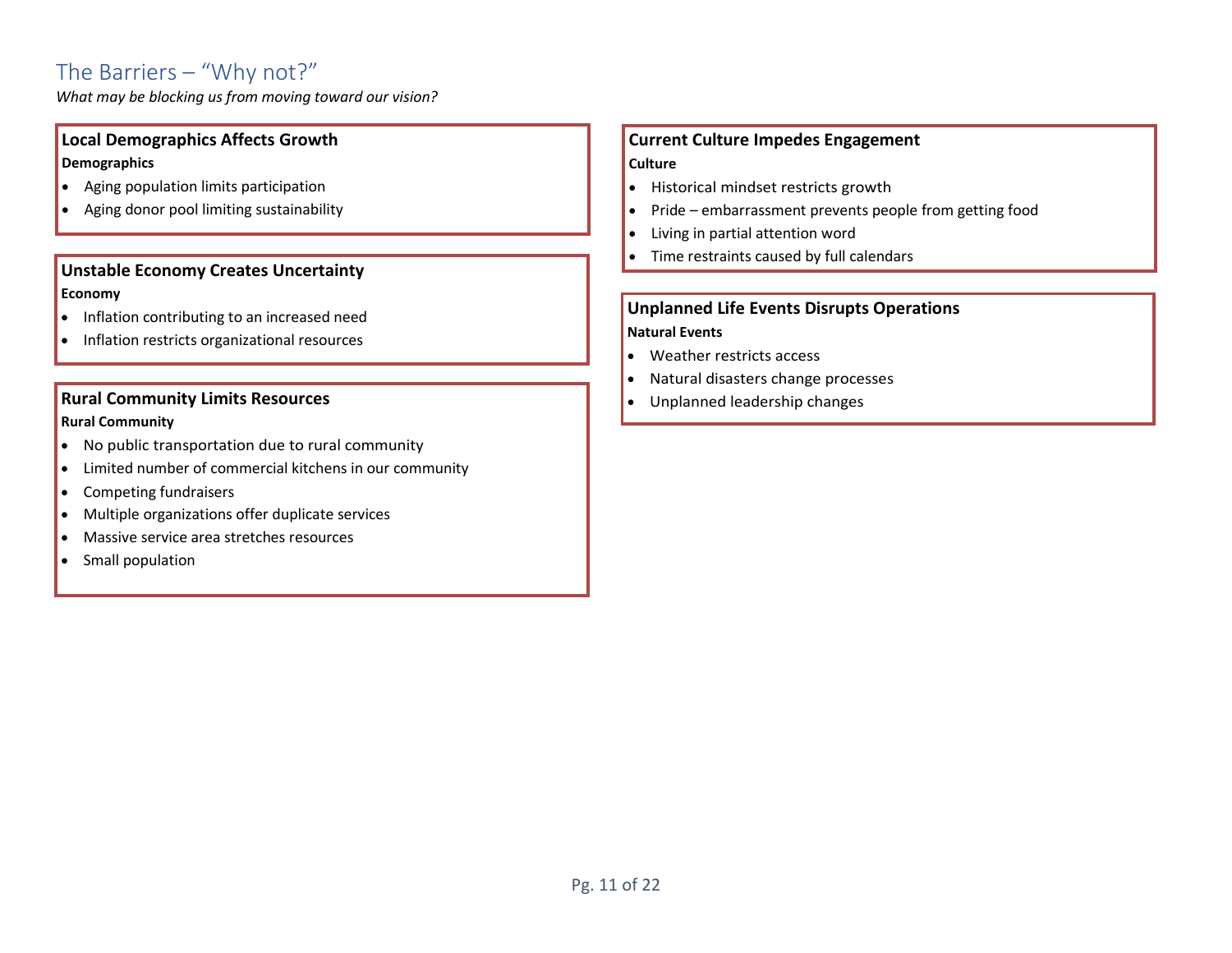## The Barriers – "Why not?"

*What may be blocking us from moving toward our vision?*

### Local Demographics Affects Growth

**Demographics**

- Aging population limits participation
- Aging donor pool limiting sustainability

### Unstable Economy Creates Uncertainty

**Economy**

- Inflation contributing to an increased need
- Inflation restricts organizational resources

### Rural Community Limits Resources

**Rural Community**

- No public transportation due to rural community
- Limited number of commercial kitchens in our community
- Competing fundraisers
- Multiple organizations offer duplicate services
- Massive service area stretches resources
- Small population

### Current Culture Impedes Engagement

**Culture**

- Historical mindset restricts growth
- Pride – embarrassment prevents people from getting food
- Living in partial attention word
- Time restraints caused by full calendars

### Unplanned Life Events Disrupts Operations

**Natural Events**

- Weather restricts access
- Natural disasters change processes
- Unplanned leadership changes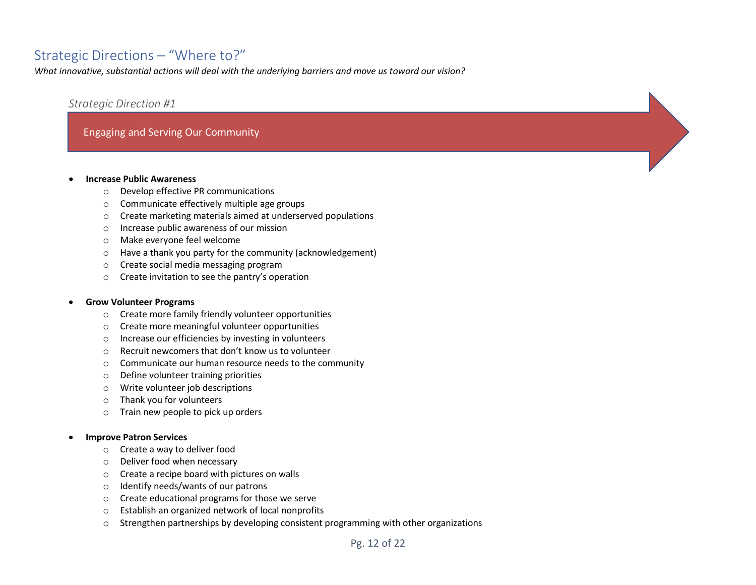## Strategic Directions – "Where to?"

*What innovative, substantial actions will deal with the underlying barriers and move us toward our vision?*

*Strategic Direction #1*

### Engaging and Serving Our Community

- **Increase Public Awareness**
  - Develop effective PR communications
  - Communicate effectively multiple age groups
  - Create marketing materials aimed at underserved populations
  - Increase public awareness of our mission
  - Make everyone feel welcome
  - Have a thank you party for the community (acknowledgement)
  - Create social media messaging program
  - Create invitation to see the pantry's operation

- **Grow Volunteer Programs**
  - Create more family friendly volunteer opportunities
  - Create more meaningful volunteer opportunities
  - Increase our efficiencies by investing in volunteers
  - Recruit newcomers that don't know us to volunteer
  - Communicate our human resource needs to the community
  - Define volunteer training priorities
  - Write volunteer job descriptions
  - Thank you for volunteers
  - Train new people to pick up orders

- **Improve Patron Services**
  - Create a way to deliver food
  - Deliver food when necessary
  - Create a recipe board with pictures on walls
  - Identify needs/wants of our patrons
  - Create educational programs for those we serve
  - Establish an organized network of local nonprofits
  - Strengthen partnerships by developing consistent programming with other organizations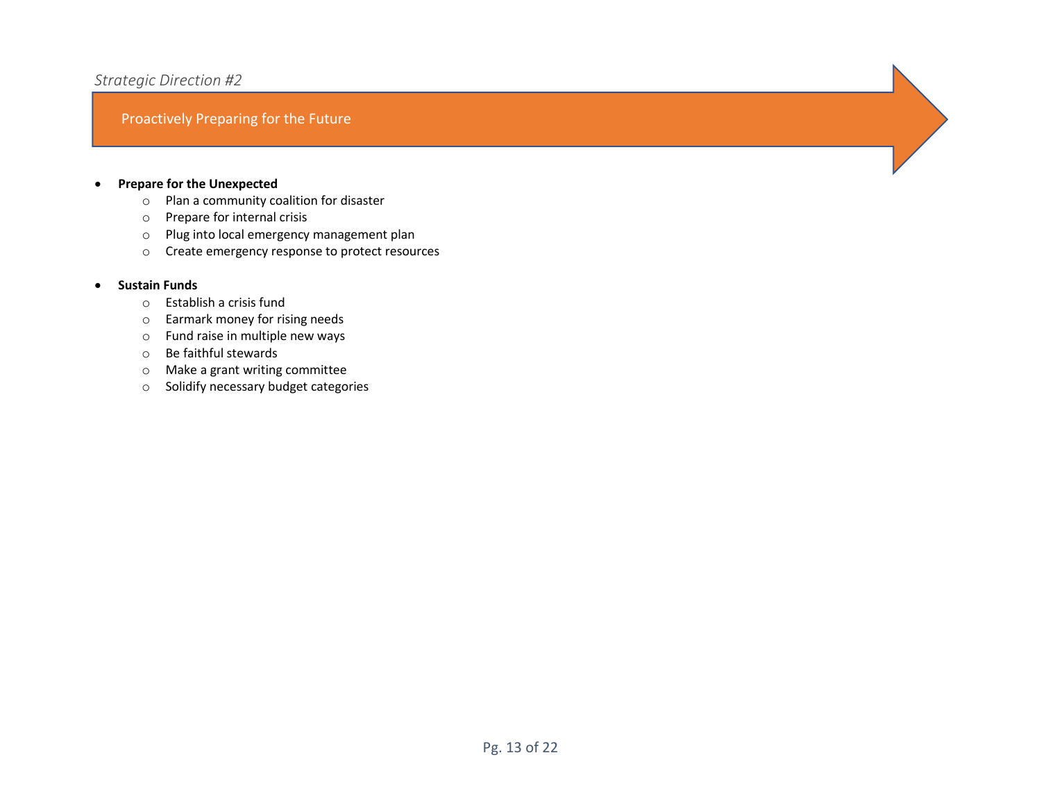*Strategic Direction #2*

## Proactively Preparing for the Future

- **Prepare for the Unexpected**
  - Plan a community coalition for disaster
  - Prepare for internal crisis
  - Plug into local emergency management plan
  - Create emergency response to protect resources

- **Sustain Funds**
  - Establish a crisis fund
  - Earmark money for rising needs
  - Fund raise in multiple new ways
  - Be faithful stewards
  - Make a grant writing committee
  - Solidify necessary budget categories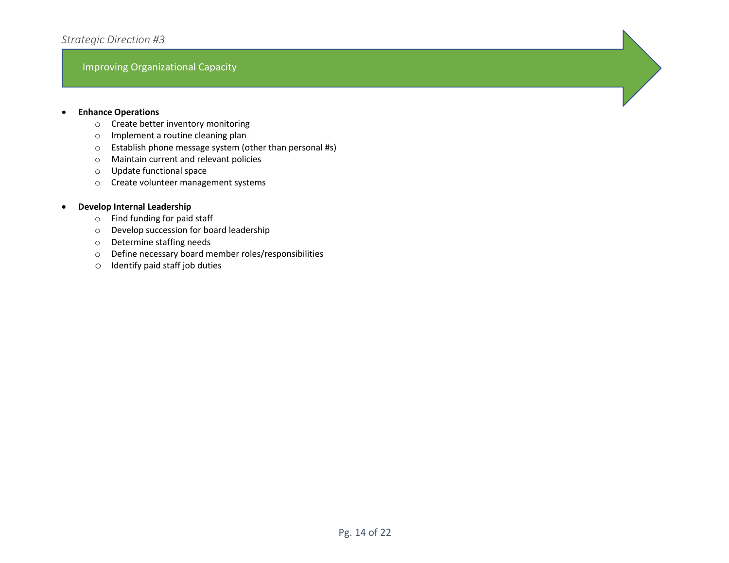*Strategic Direction #3*

## Improving Organizational Capacity

- **Enhance Operations**
  - Create better inventory monitoring
  - Implement a routine cleaning plan
  - Establish phone message system (other than personal #s)
  - Maintain current and relevant policies
  - Update functional space
  - Create volunteer management systems

- **Develop Internal Leadership**
  - Find funding for paid staff
  - Develop succession for board leadership
  - Determine staffing needs
  - Define necessary board member roles/responsibilities
  - Identify paid staff job duties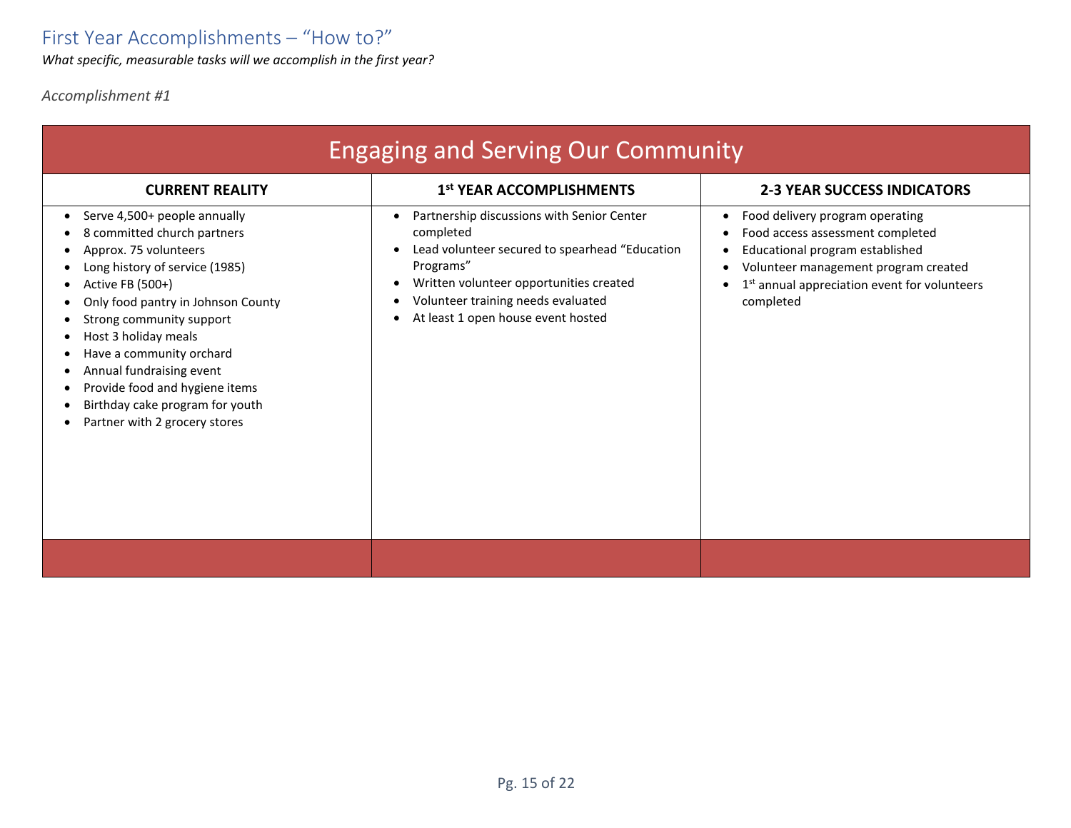## First Year Accomplishments – "How to?"

*What specific, measurable tasks will we accomplish in the first year?*

*Accomplishment #1*

| Engaging and Serving Our Community | | |
|---|---|---|
| **CURRENT REALITY** | **1st YEAR ACCOMPLISHMENTS** | **2-3 YEAR SUCCESS INDICATORS** |
| • Serve 4,500+ people annually<br>• 8 committed church partners<br>• Approx. 75 volunteers<br>• Long history of service (1985)<br>• Active FB (500+)<br>• Only food pantry in Johnson County<br>• Strong community support<br>• Host 3 holiday meals<br>• Have a community orchard<br>• Annual fundraising event<br>• Provide food and hygiene items<br>• Birthday cake program for youth<br>• Partner with 2 grocery stores | • Partnership discussions with Senior Center completed<br>• Lead volunteer secured to spearhead "Education Programs"<br>• Written volunteer opportunities created<br>• Volunteer training needs evaluated<br>• At least 1 open house event hosted | • Food delivery program operating<br>• Food access assessment completed<br>• Educational program established<br>• Volunteer management program created<br>• 1st annual appreciation event for volunteers completed |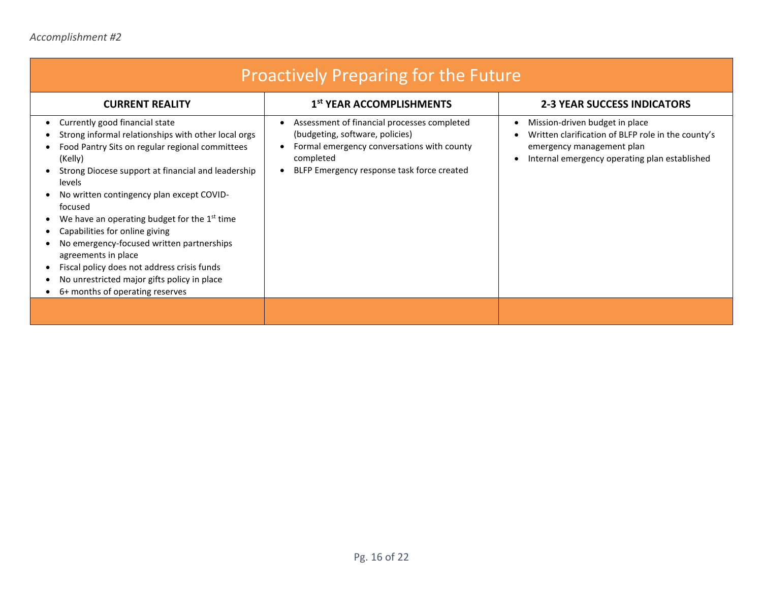*Accomplishment #2*

| Proactively Preparing for the Future | | |
|---|---|---|
| **CURRENT REALITY** | **1st YEAR ACCOMPLISHMENTS** | **2-3 YEAR SUCCESS INDICATORS** |
| • Currently good financial state<br>• Strong informal relationships with other local orgs<br>• Food Pantry Sits on regular regional committees (Kelly)<br>• Strong Diocese support at financial and leadership levels<br>• No written contingency plan except COVID-focused<br>• We have an operating budget for the 1st time<br>• Capabilities for online giving<br>• No emergency-focused written partnerships agreements in place<br>• Fiscal policy does not address crisis funds<br>• No unrestricted major gifts policy in place<br>• 6+ months of operating reserves | • Assessment of financial processes completed (budgeting, software, policies)<br>• Formal emergency conversations with county completed<br>• BLFP Emergency response task force created | • Mission-driven budget in place<br>• Written clarification of BLFP role in the county's emergency management plan<br>• Internal emergency operating plan established |
| | | |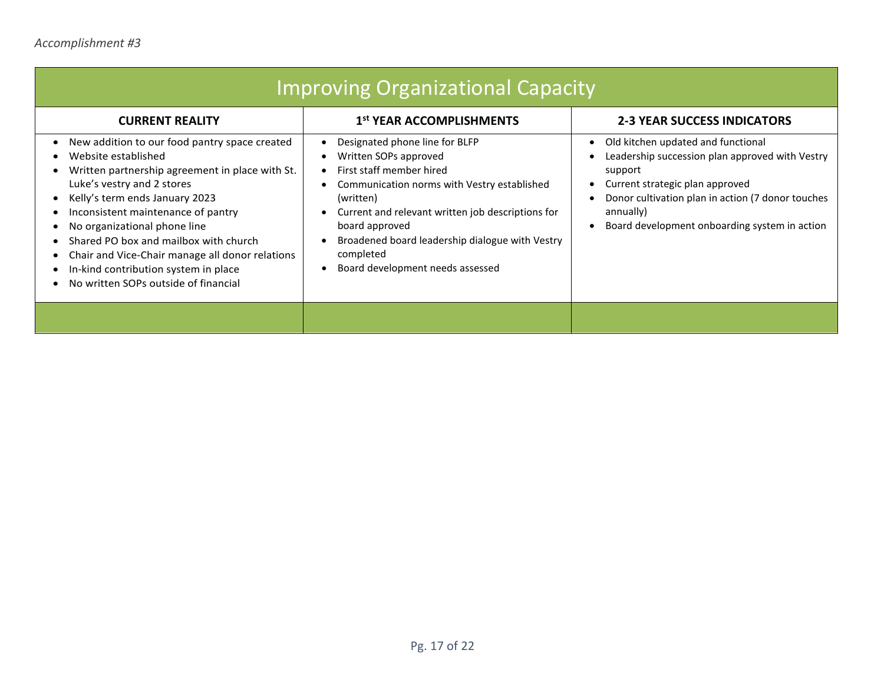*Accomplishment #3*

## Improving Organizational Capacity

| CURRENT REALITY | 1st YEAR ACCOMPLISHMENTS | 2-3 YEAR SUCCESS INDICATORS |
|---|---|---|
| • New addition to our food pantry space created<br>• Website established<br>• Written partnership agreement in place with St. Luke's vestry and 2 stores<br>• Kelly's term ends January 2023<br>• Inconsistent maintenance of pantry<br>• No organizational phone line<br>• Shared PO box and mailbox with church<br>• Chair and Vice-Chair manage all donor relations<br>• In-kind contribution system in place<br>• No written SOPs outside of financial | • Designated phone line for BLFP<br>• Written SOPs approved<br>• First staff member hired<br>• Communication norms with Vestry established (written)<br>• Current and relevant written job descriptions for board approved<br>• Broadened board leadership dialogue with Vestry completed<br>• Board development needs assessed | • Old kitchen updated and functional<br>• Leadership succession plan approved with Vestry support<br>• Current strategic plan approved<br>• Donor cultivation plan in action (7 donor touches annually)<br>• Board development onboarding system in action |
| | | |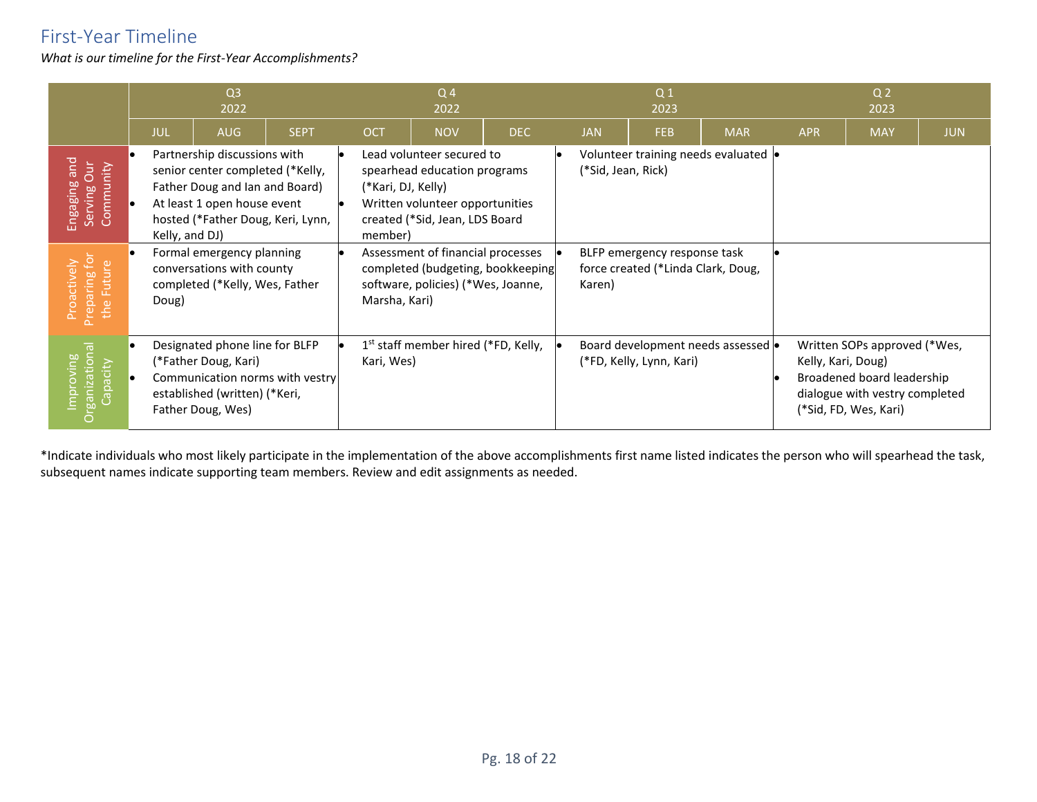## First-Year Timeline

*What is our timeline for the First-Year Accomplishments?*

| | Q3 2022 (JUL, AUG, SEPT) | Q 4 2022 (OCT, NOV, DEC) | Q 1 2023 (JAN, FEB, MAR) | Q 2 2023 (APR, MAY, JUN) |
|---|---|---|---|---|
| Engaging and Serving Our Community | • Partnership discussions with senior center completed (*Kelly, Father Doug and Ian and Board)<br>• At least 1 open house event hosted (*Father Doug, Keri, Lynn, Kelly, and DJ) | • Lead volunteer secured to spearhead education programs (*Kari, DJ, Kelly)<br>• Written volunteer opportunities created (*Sid, Jean, LDS Board member) | • Volunteer training needs evaluated (*Sid, Jean, Rick) | • |
| Proactively Preparing for the Future | • Formal emergency planning conversations with county completed (*Kelly, Wes, Father Doug) | • Assessment of financial processes completed (budgeting, bookkeeping software, policies) (*Wes, Joanne, Marsha, Kari) | • BLFP emergency response task force created (*Linda Clark, Doug, Karen) | • |
| Improving Organizational Capacity | • Designated phone line for BLFP (*Father Doug, Kari)<br>• Communication norms with vestry established (written) (*Keri, Father Doug, Wes) | • 1st staff member hired (*FD, Kelly, Kari, Wes) | • Board development needs assessed (*FD, Kelly, Lynn, Kari) | • Written SOPs approved (*Wes, Kelly, Kari, Doug)<br>• Broadened board leadership dialogue with vestry completed (*Sid, FD, Wes, Kari) |

*Indicate individuals who most likely participate in the implementation of the above accomplishments first name listed indicates the person who will spearhead the task, subsequent names indicate supporting team members. Review and edit assignments as needed.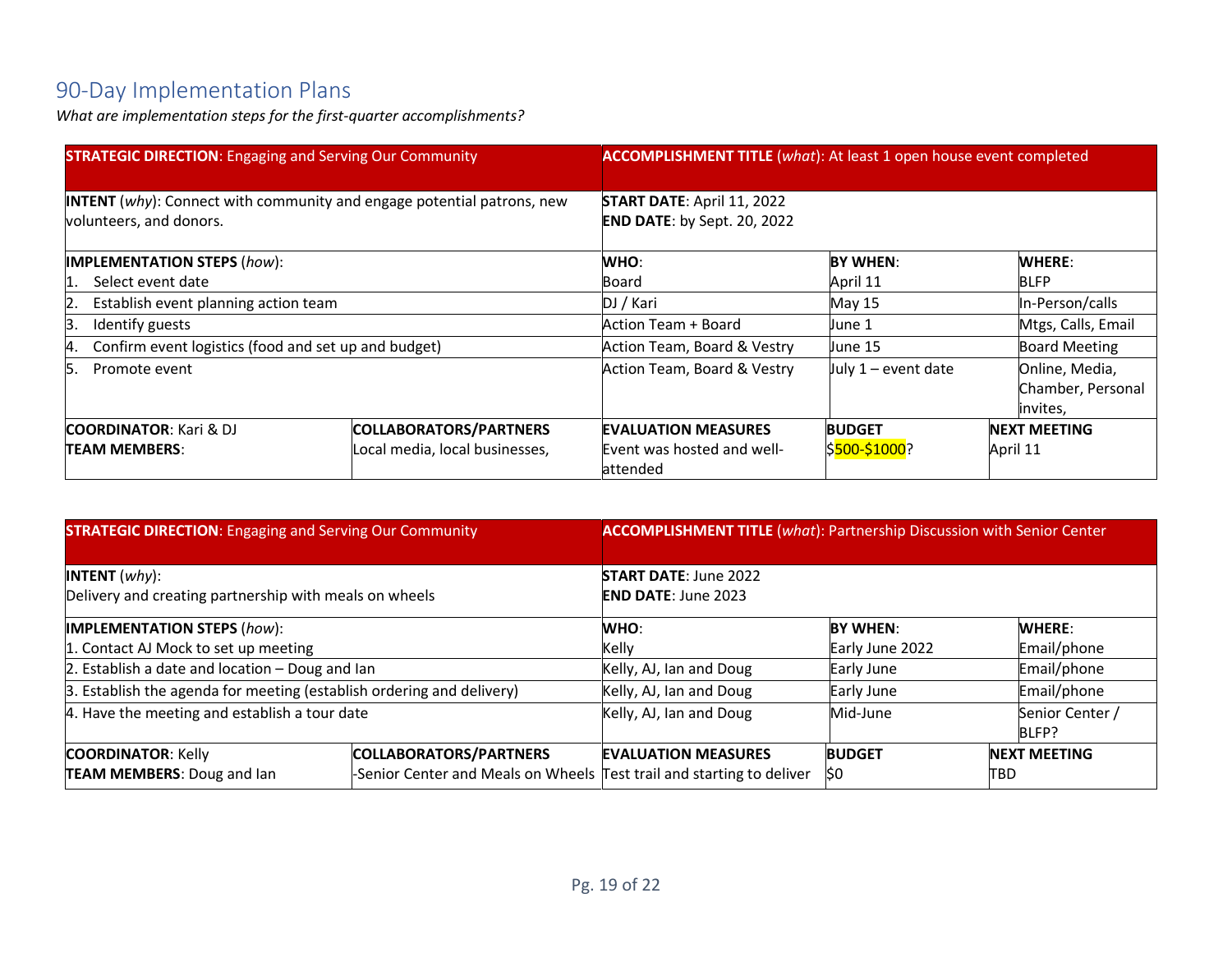## 90-Day Implementation Plans

*What are implementation steps for the first-quarter accomplishments?*

| **STRATEGIC DIRECTION**: Engaging and Serving Our Community | | **ACCOMPLISHMENT TITLE** (*what*): At least 1 open house event completed | | |
|---|---|---|---|---|
| **INTENT** (*why*): Connect with community and engage potential patrons, new volunteers, and donors. | | **START DATE**: April 11, 2022<br>**END DATE**: by Sept. 20, 2022 | | |
| **IMPLEMENTATION STEPS** (*how*): | | **WHO**: | **BY WHEN**: | **WHERE**: |
| 1. Select event date | | Board | April 11 | BLFP |
| 2. Establish event planning action team | | DJ / Kari | May 15 | In-Person/calls |
| 3. Identify guests | | Action Team + Board | June 1 | Mtgs, Calls, Email |
| 4. Confirm event logistics (food and set up and budget) | | Action Team, Board & Vestry | June 15 | Board Meeting |
| 5. Promote event | | Action Team, Board & Vestry | July 1 – event date | Online, Media, Chamber, Personal invites, |
| **COORDINATOR**: Kari & DJ<br>**TEAM MEMBERS**: | **COLLABORATORS/PARTNERS**<br>Local media, local businesses, | **EVALUATION MEASURES**<br>Event was hosted and well-attended | **BUDGET**<br>$500-$1000? | **NEXT MEETING**<br>April 11 |

| **STRATEGIC DIRECTION**: Engaging and Serving Our Community | | **ACCOMPLISHMENT TITLE** (*what*): Partnership Discussion with Senior Center | | |
|---|---|---|---|---|
| **INTENT** (*why*):<br>Delivery and creating partnership with meals on wheels | | **START DATE**: June 2022<br>**END DATE**: June 2023 | | |
| **IMPLEMENTATION STEPS** (*how*): | | **WHO**: | **BY WHEN**: | **WHERE**: |
| 1. Contact AJ Mock to set up meeting | | Kelly | Early June 2022 | Email/phone |
| 2. Establish a date and location – Doug and Ian | | Kelly, AJ, Ian and Doug | Early June | Email/phone |
| 3. Establish the agenda for meeting (establish ordering and delivery) | | Kelly, AJ, Ian and Doug | Early June | Email/phone |
| 4. Have the meeting and establish a tour date | | Kelly, AJ, Ian and Doug | Mid-June | Senior Center / BLFP? |
| **COORDINATOR**: Kelly<br>**TEAM MEMBERS**: Doug and Ian | **COLLABORATORS/PARTNERS**<br>-Senior Center and Meals on Wheels | **EVALUATION MEASURES**<br>Test trail and starting to deliver | **BUDGET**<br>$0 | **NEXT MEETING**<br>TBD |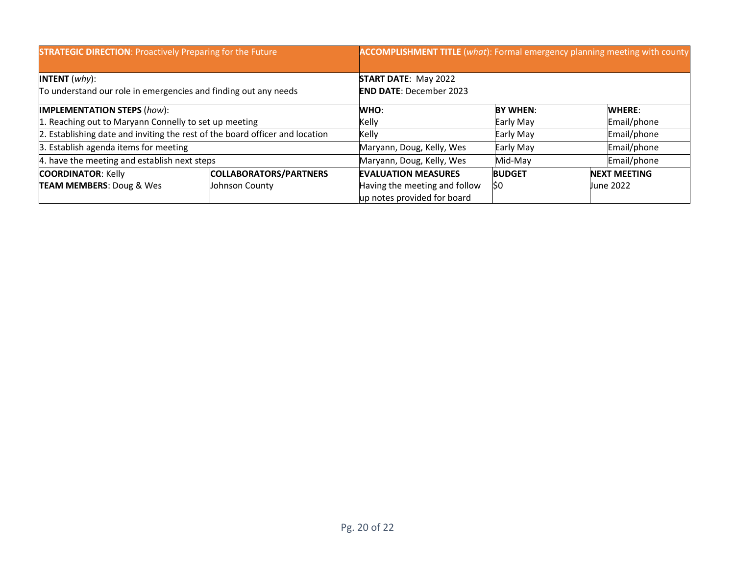| **STRATEGIC DIRECTION**: Proactively Preparing for the Future | | **ACCOMPLISHMENT TITLE** (*what*): Formal emergency planning meeting with county | | |
|---|---|---|---|---|
| **INTENT** (*why*): To understand our role in emergencies and finding out any needs | | **START DATE**: May 2022 **END DATE**: December 2023 | | |
| **IMPLEMENTATION STEPS** (*how*): | | **WHO**: | **BY WHEN**: | **WHERE**: |
| 1. Reaching out to Maryann Connelly to set up meeting | | Kelly | Early May | Email/phone |
| 2. Establishing date and inviting the rest of the board officer and location | | Kelly | Early May | Email/phone |
| 3. Establish agenda items for meeting | | Maryann, Doug, Kelly, Wes | Early May | Email/phone |
| 4. have the meeting and establish next steps | | Maryann, Doug, Kelly, Wes | Mid-May | Email/phone |
| **COORDINATOR**: Kelly **TEAM MEMBERS**: Doug & Wes | **COLLABORATORS/PARTNERS** Johnson County | **EVALUATION MEASURES** Having the meeting and follow up notes provided for board | **BUDGET** $0 | **NEXT MEETING** June 2022 |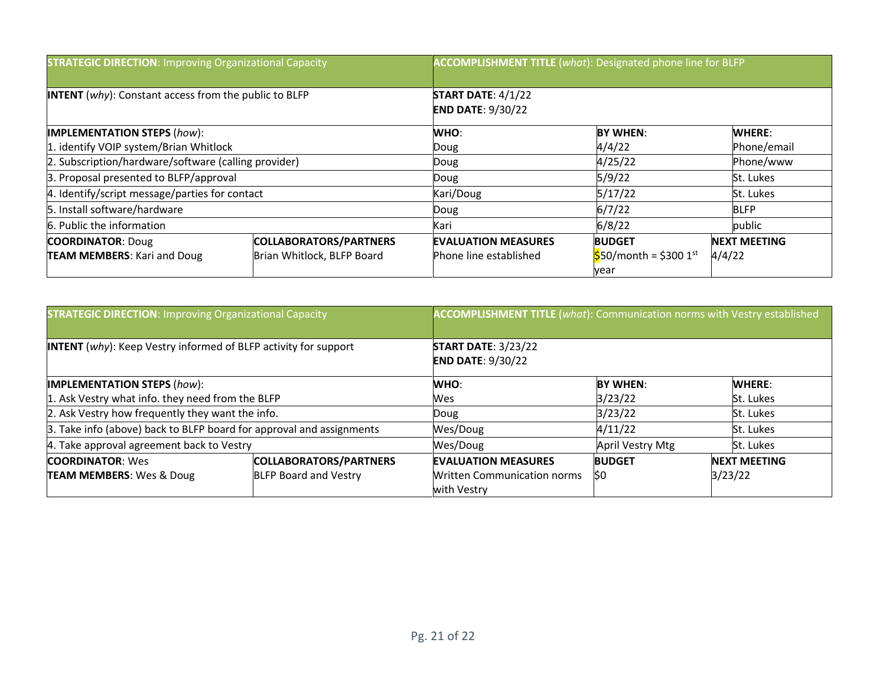| **STRATEGIC DIRECTION**: Improving Organizational Capacity | | **ACCOMPLISHMENT TITLE** (*what*): Designated phone line for BLFP | | |
|---|---|---|---|---|
| **INTENT** (*why*): Constant access from the public to BLFP | | **START DATE**: 4/1/22<br>**END DATE**: 9/30/22 | | |
| **IMPLEMENTATION STEPS** (*how*): | | **WHO**: | **BY WHEN**: | **WHERE**: |
| 1. identify VOIP system/Brian Whitlock | | Doug | 4/4/22 | Phone/email |
| 2. Subscription/hardware/software (calling provider) | | Doug | 4/25/22 | Phone/www |
| 3. Proposal presented to BLFP/approval | | Doug | 5/9/22 | St. Lukes |
| 4. Identify/script message/parties for contact | | Kari/Doug | 5/17/22 | St. Lukes |
| 5. Install software/hardware | | Doug | 6/7/22 | BLFP |
| 6. Public the information | | Kari | 6/8/22 | public |
| **COORDINATOR**: Doug<br>**TEAM MEMBERS**: Kari and Doug | **COLLABORATORS/PARTNERS**<br>Brian Whitlock, BLFP Board | **EVALUATION MEASURES**<br>Phone line established | **BUDGET**<br>$50/month = $300 1st year | **NEXT MEETING**<br>4/4/22 |

| **STRATEGIC DIRECTION**: Improving Organizational Capacity | | **ACCOMPLISHMENT TITLE** (*what*): Communication norms with Vestry established | | |
|---|---|---|---|---|
| **INTENT** (*why*): Keep Vestry informed of BLFP activity for support | | **START DATE**: 3/23/22<br>**END DATE**: 9/30/22 | | |
| **IMPLEMENTATION STEPS** (*how*): | | **WHO**: | **BY WHEN**: | **WHERE**: |
| 1. Ask Vestry what info. they need from the BLFP | | Wes | 3/23/22 | St. Lukes |
| 2. Ask Vestry how frequently they want the info. | | Doug | 3/23/22 | St. Lukes |
| 3. Take info (above) back to BLFP board for approval and assignments | | Wes/Doug | 4/11/22 | St. Lukes |
| 4. Take approval agreement back to Vestry | | Wes/Doug | April Vestry Mtg | St. Lukes |
| **COORDINATOR**: Wes<br>**TEAM MEMBERS**: Wes & Doug | **COLLABORATORS/PARTNERS**<br>BLFP Board and Vestry | **EVALUATION MEASURES**<br>Written Communication norms with Vestry | **BUDGET**<br>$0 | **NEXT MEETING**<br>3/23/22 |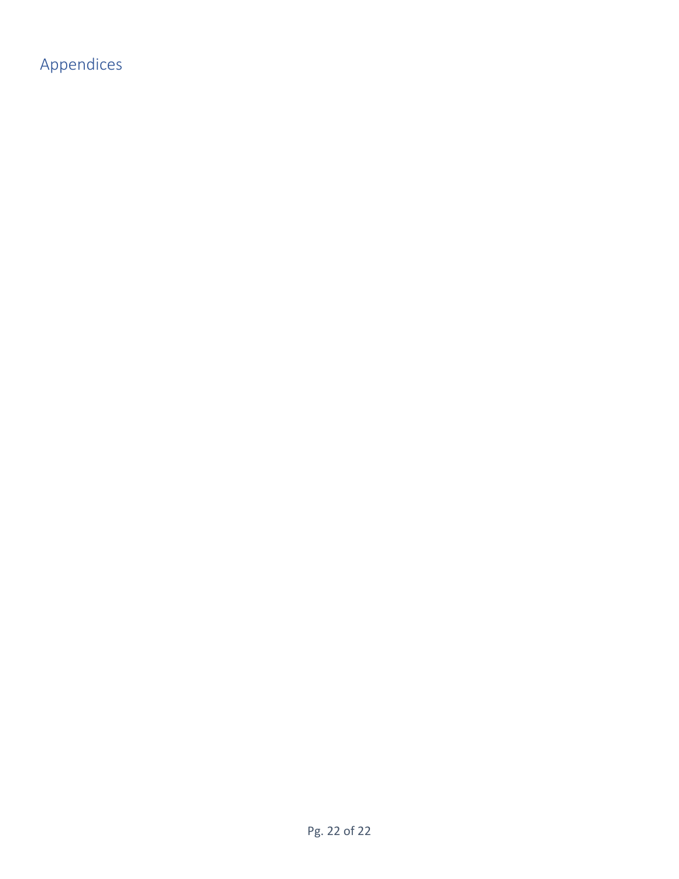# Appendices